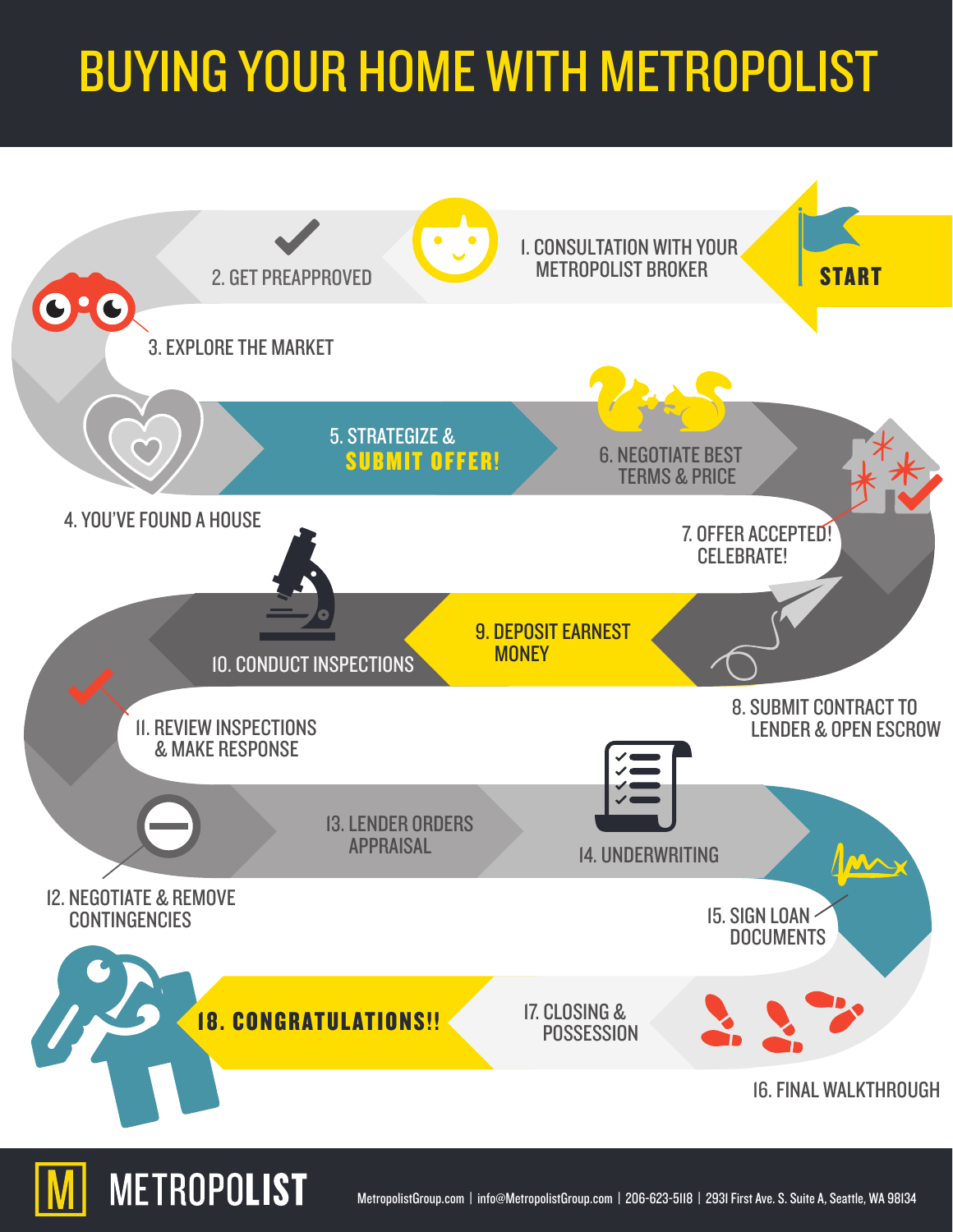# BUYING YOUR HOME WITH METROPOLIST

START

1. CONSULTATION WITH YOUR METROPOLIST BROKER
2. GET PREAPPROVED
3. EXPLORE THE MARKET
4. YOU'VE FOUND A HOUSE
5. STRATEGIZE & **SUBMIT OFFER!**
6. NEGOTIATE BEST TERMS & PRICE
7. OFFER ACCEPTED! CELEBRATE!
8. SUBMIT CONTRACT TO LENDER & OPEN ESCROW
9. DEPOSIT EARNEST MONEY
10. CONDUCT INSPECTIONS
11. REVIEW INSPECTIONS & MAKE RESPONSE
12. NEGOTIATE & REMOVE CONTINGENCIES
13. LENDER ORDERS APPRAISAL
14. UNDERWRITING
15. SIGN LOAN DOCUMENTS
16. FINAL WALKTHROUGH
17. CLOSING & POSSESSION
18. **CONGRATULATIONS!!**

METROPOLIST

MetropolistGroup.com | info@MetropolistGroup.com | 206-623-5118 | 2931 First Ave. S. Suite A, Seattle, WA 98134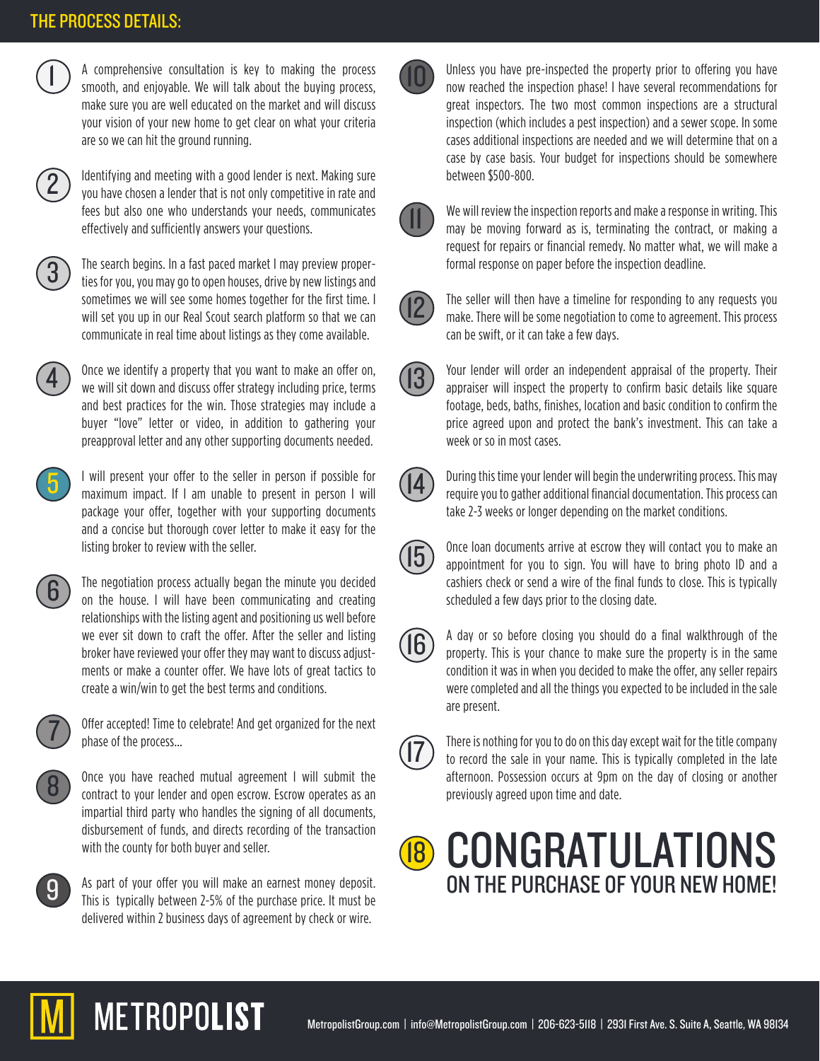# THE PROCESS DETAILS:

1. A comprehensive consultation is key to making the process smooth, and enjoyable. We will talk about the buying process, make sure you are well educated on the market and will discuss your vision of your new home to get clear on what your criteria are so we can hit the ground running.

2. Identifying and meeting with a good lender is next. Making sure you have chosen a lender that is not only competitive in rate and fees but also one who understands your needs, communicates effectively and sufficiently answers your questions.

3. The search begins. In a fast paced market I may preview properties for you, you may go to open houses, drive by new listings and sometimes we will see some homes together for the first time. I will set you up in our Real Scout search platform so that we can communicate in real time about listings as they come available.

4. Once we identify a property that you want to make an offer on, we will sit down and discuss offer strategy including price, terms and best practices for the win. Those strategies may include a buyer "love" letter or video, in addition to gathering your preapproval letter and any other supporting documents needed.

5. I will present your offer to the seller in person if possible for maximum impact. If I am unable to present in person I will package your offer, together with your supporting documents and a concise but thorough cover letter to make it easy for the listing broker to review with the seller.

6. The negotiation process actually began the minute you decided on the house. I will have been communicating and creating relationships with the listing agent and positioning us well before we ever sit down to craft the offer. After the seller and listing broker have reviewed your offer they may want to discuss adjustments or make a counter offer. We have lots of great tactics to create a win/win to get the best terms and conditions.

7. Offer accepted! Time to celebrate! And get organized for the next phase of the process...

8. Once you have reached mutual agreement I will submit the contract to your lender and open escrow. Escrow operates as an impartial third party who handles the signing of all documents, disbursement of funds, and directs recording of the transaction with the county for both buyer and seller.

9. As part of your offer you will make an earnest money deposit. This is typically between 2-5% of the purchase price. It must be delivered within 2 business days of agreement by check or wire.

10. Unless you have pre-inspected the property prior to offering you have now reached the inspection phase! I have several recommendations for great inspectors. The two most common inspections are a structural inspection (which includes a pest inspection) and a sewer scope. In some cases additional inspections are needed and we will determine that on a case by case basis. Your budget for inspections should be somewhere between $500-800.

11. We will review the inspection reports and make a response in writing. This may be moving forward as is, terminating the contract, or making a request for repairs or financial remedy. No matter what, we will make a formal response on paper before the inspection deadline.

12. The seller will then have a timeline for responding to any requests you make. There will be some negotiation to come to agreement. This process can be swift, or it can take a few days.

13. Your lender will order an independent appraisal of the property. Their appraiser will inspect the property to confirm basic details like square footage, beds, baths, finishes, location and basic condition to confirm the price agreed upon and protect the bank's investment. This can take a week or so in most cases.

14. During this time your lender will begin the underwriting process. This may require you to gather additional financial documentation. This process can take 2-3 weeks or longer depending on the market conditions.

15. Once loan documents arrive at escrow they will contact you to make an appointment for you to sign. You will have to bring photo ID and a cashiers check or send a wire of the final funds to close. This is typically scheduled a few days prior to the closing date.

16. A day or so before closing you should do a final walkthrough of the property. This is your chance to make sure the property is in the same condition it was in when you decided to make the offer, any seller repairs were completed and all the things you expected to be included in the sale are present.

17. There is nothing for you to do on this day except wait for the title company to record the sale in your name. This is typically completed in the late afternoon. Possession occurs at 9pm on the day of closing or another previously agreed upon time and date.

18. # CONGRATULATIONS
    ## ON THE PURCHASE OF YOUR NEW HOME!

**METROPOLIST**

MetropolistGroup.com | info@MetropolistGroup.com | 206-623-5118 | 2931 First Ave. S. Suite A, Seattle, WA 98134